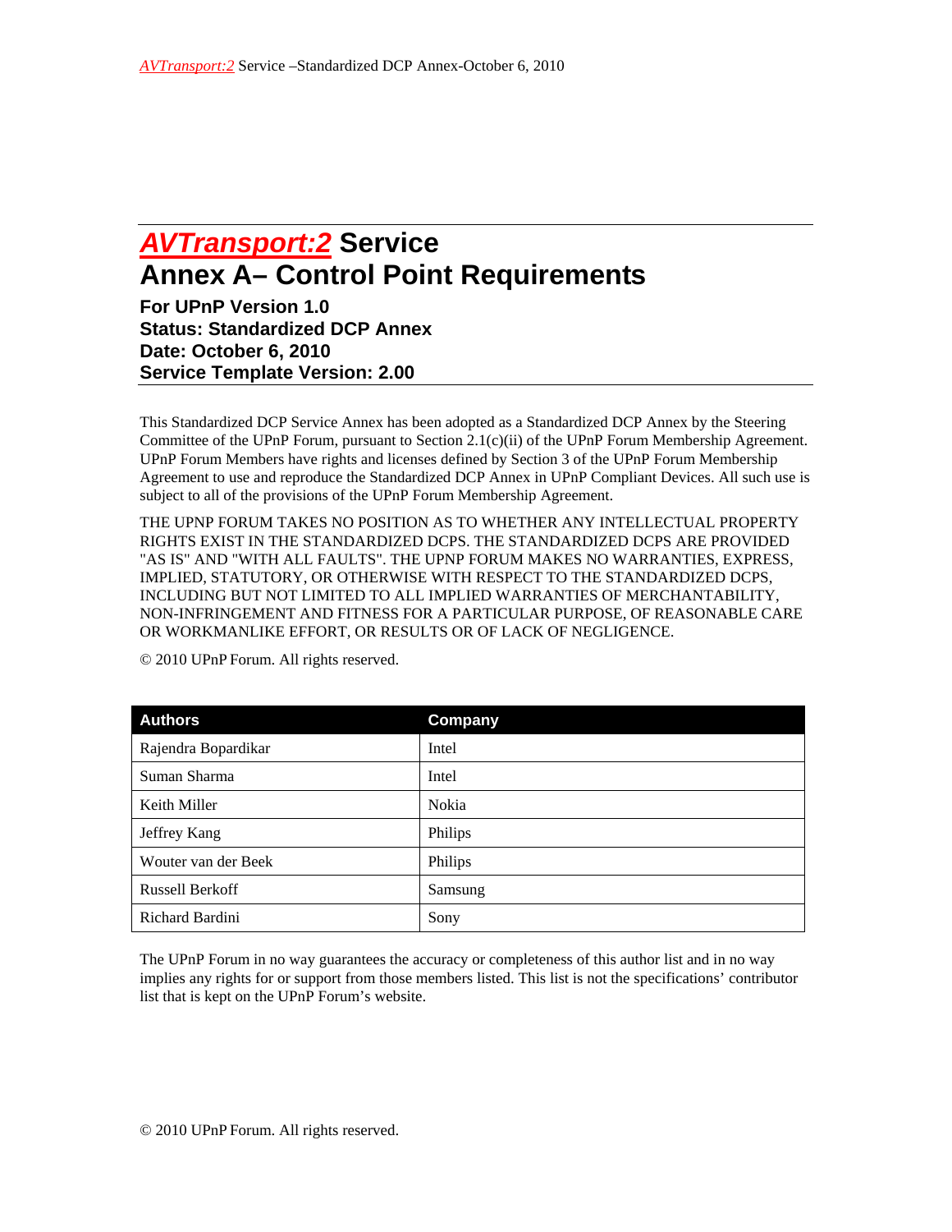# AVTransport:2 Service
# Annex A– Control Point Requirements

**For UPnP Version 1.0**
**Status: Standardized DCP Annex**
**Date: October 6, 2010**
**Service Template Version: 2.00**

This Standardized DCP Service Annex has been adopted as a Standardized DCP Annex by the Steering Committee of the UPnP Forum, pursuant to Section 2.1(c)(ii) of the UPnP Forum Membership Agreement. UPnP Forum Members have rights and licenses defined by Section 3 of the UPnP Forum Membership Agreement to use and reproduce the Standardized DCP Annex in UPnP Compliant Devices. All such use is subject to all of the provisions of the UPnP Forum Membership Agreement.

THE UPNP FORUM TAKES NO POSITION AS TO WHETHER ANY INTELLECTUAL PROPERTY RIGHTS EXIST IN THE STANDARDIZED DCPS. THE STANDARDIZED DCPS ARE PROVIDED "AS IS" AND "WITH ALL FAULTS". THE UPNP FORUM MAKES NO WARRANTIES, EXPRESS, IMPLIED, STATUTORY, OR OTHERWISE WITH RESPECT TO THE STANDARDIZED DCPS, INCLUDING BUT NOT LIMITED TO ALL IMPLIED WARRANTIES OF MERCHANTABILITY, NON-INFRINGEMENT AND FITNESS FOR A PARTICULAR PURPOSE, OF REASONABLE CARE OR WORKMANLIKE EFFORT, OR RESULTS OR OF LACK OF NEGLIGENCE.

© 2010 UPnP Forum. All rights reserved.

| Authors | Company |
|---|---|
| Rajendra Bopardikar | Intel |
| Suman Sharma | Intel |
| Keith Miller | Nokia |
| Jeffrey Kang | Philips |
| Wouter van der Beek | Philips |
| Russell Berkoff | Samsung |
| Richard Bardini | Sony |

The UPnP Forum in no way guarantees the accuracy or completeness of this author list and in no way implies any rights for or support from those members listed. This list is not the specifications' contributor list that is kept on the UPnP Forum's website.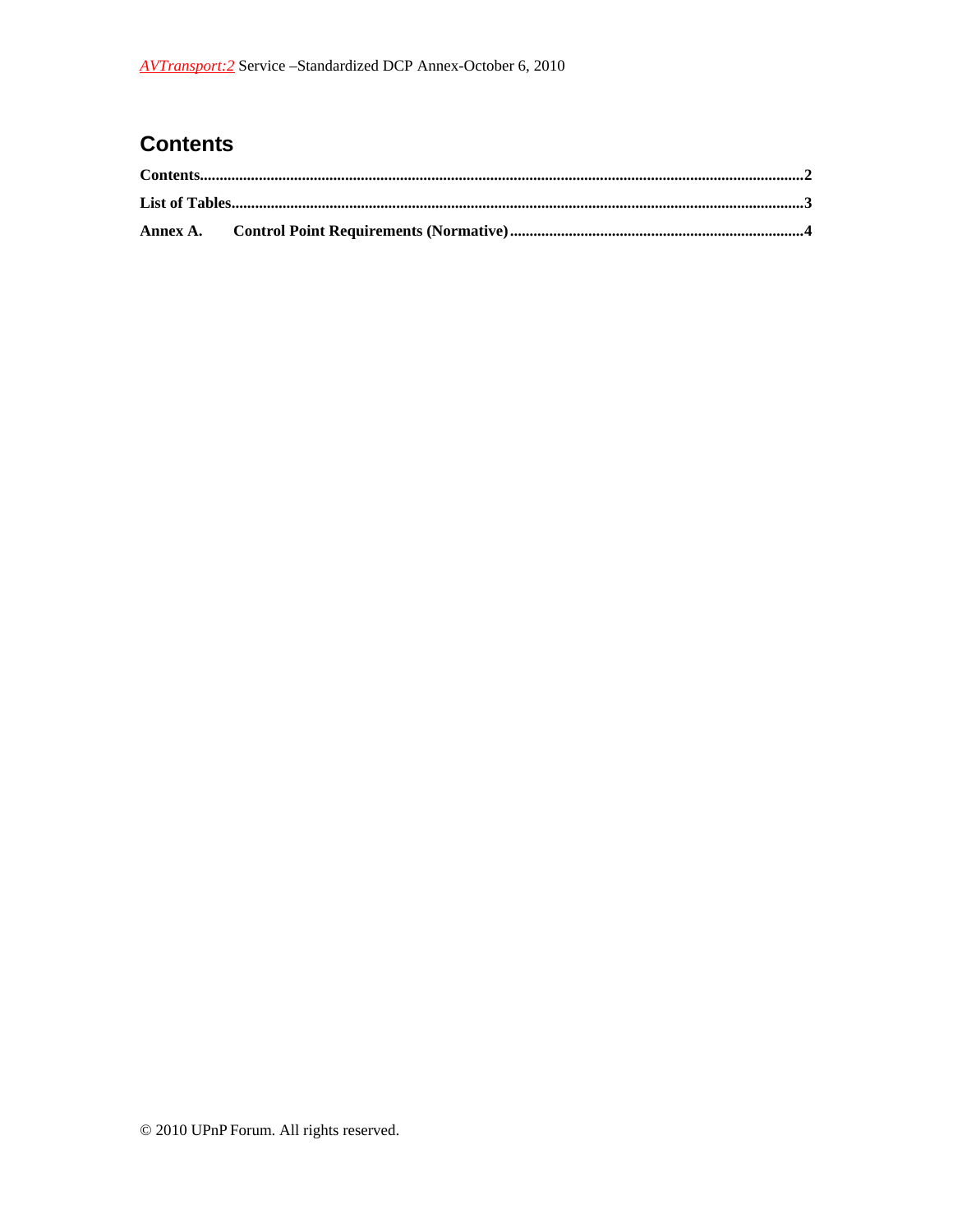# Contents

**Contents**......................................................................................................................................................2

**List of Tables**...............................................................................................................................................3

**Annex A. Control Point Requirements (Normative)**..........................................................................4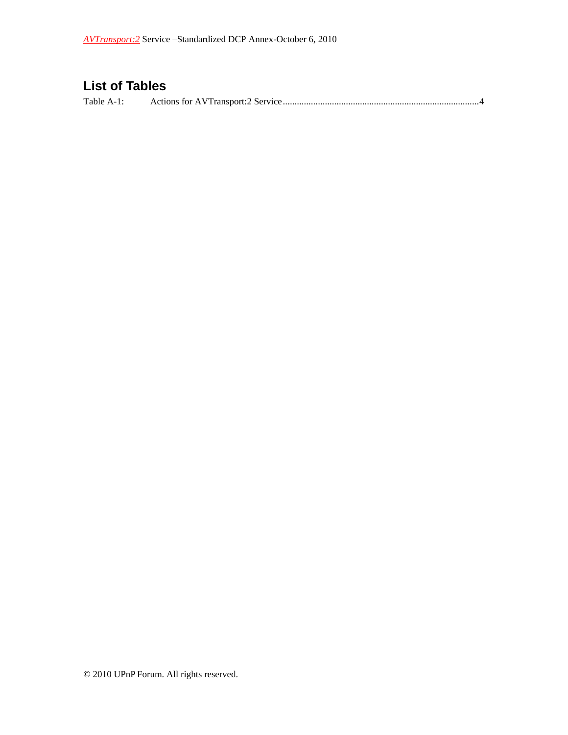## List of Tables

Table A-1: Actions for AVTransport:2 Service....................................................................................4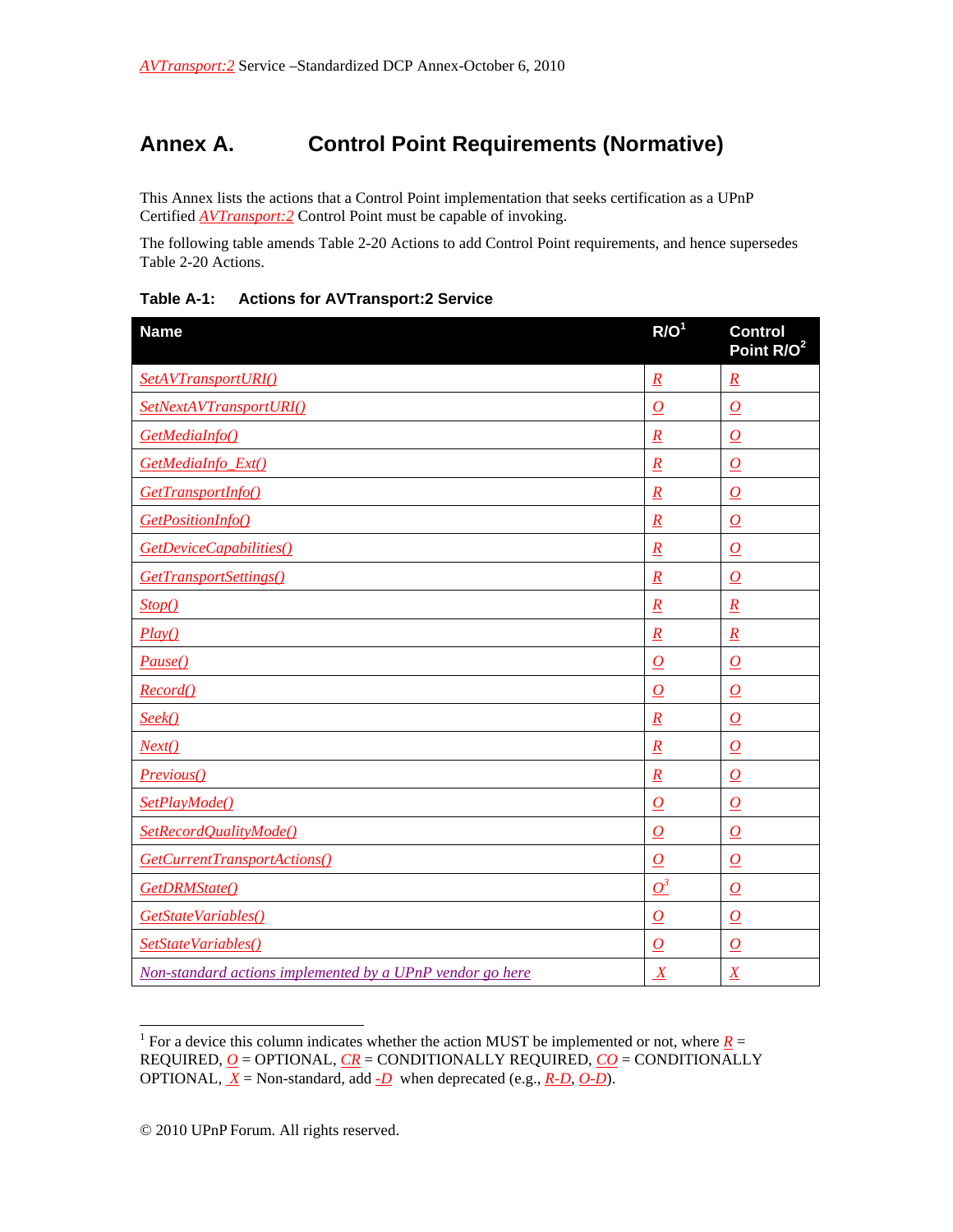# Annex A. Control Point Requirements (Normative)

This Annex lists the actions that a Control Point implementation that seeks certification as a UPnP Certified *AVTransport:2* Control Point must be capable of invoking.

The following table amends Table 2-20 Actions to add Control Point requirements, and hence supersedes Table 2-20 Actions.

**Table A-1: Actions for AVTransport:2 Service**

| Name | R/O[1] | Control Point R/O[2] |
|---|---|---|
| *SetAVTransportURI()* | *R* | *R* |
| *SetNextAVTransportURI()* | *O* | *O* |
| *GetMediaInfo()* | *R* | *O* |
| *GetMediaInfo_Ext()* | *R* | *O* |
| *GetTransportInfo()* | *R* | *O* |
| *GetPositionInfo()* | *R* | *O* |
| *GetDeviceCapabilities()* | *R* | *O* |
| *GetTransportSettings()* | *R* | *O* |
| *Stop()* | *R* | *R* |
| *Play()* | *R* | *R* |
| *Pause()* | *O* | *O* |
| *Record()* | *O* | *O* |
| *Seek()* | *R* | *O* |
| *Next()* | *R* | *O* |
| *Previous()* | *R* | *O* |
| *SetPlayMode()* | *O* | *O* |
| *SetRecordQualityMode()* | *O* | *O* |
| *GetCurrentTransportActions()* | *O* | *O* |
| *GetDRMState()* | *O*[3] | *O* |
| *GetStateVariables()* | *O* | *O* |
| *SetStateVariables()* | *O* | *O* |
| *Non-standard actions implemented by a UPnP vendor go here* | *X* | *X* |

[1] For a device this column indicates whether the action MUST be implemented or not, where *R* = REQUIRED, *O* = OPTIONAL, *CR* = CONDITIONALLY REQUIRED, *CO* = CONDITIONALLY OPTIONAL, *X* = Non-standard, add *-D* when deprecated (e.g., *R-D*, *O-D*).

© 2010 UPnP Forum. All rights reserved.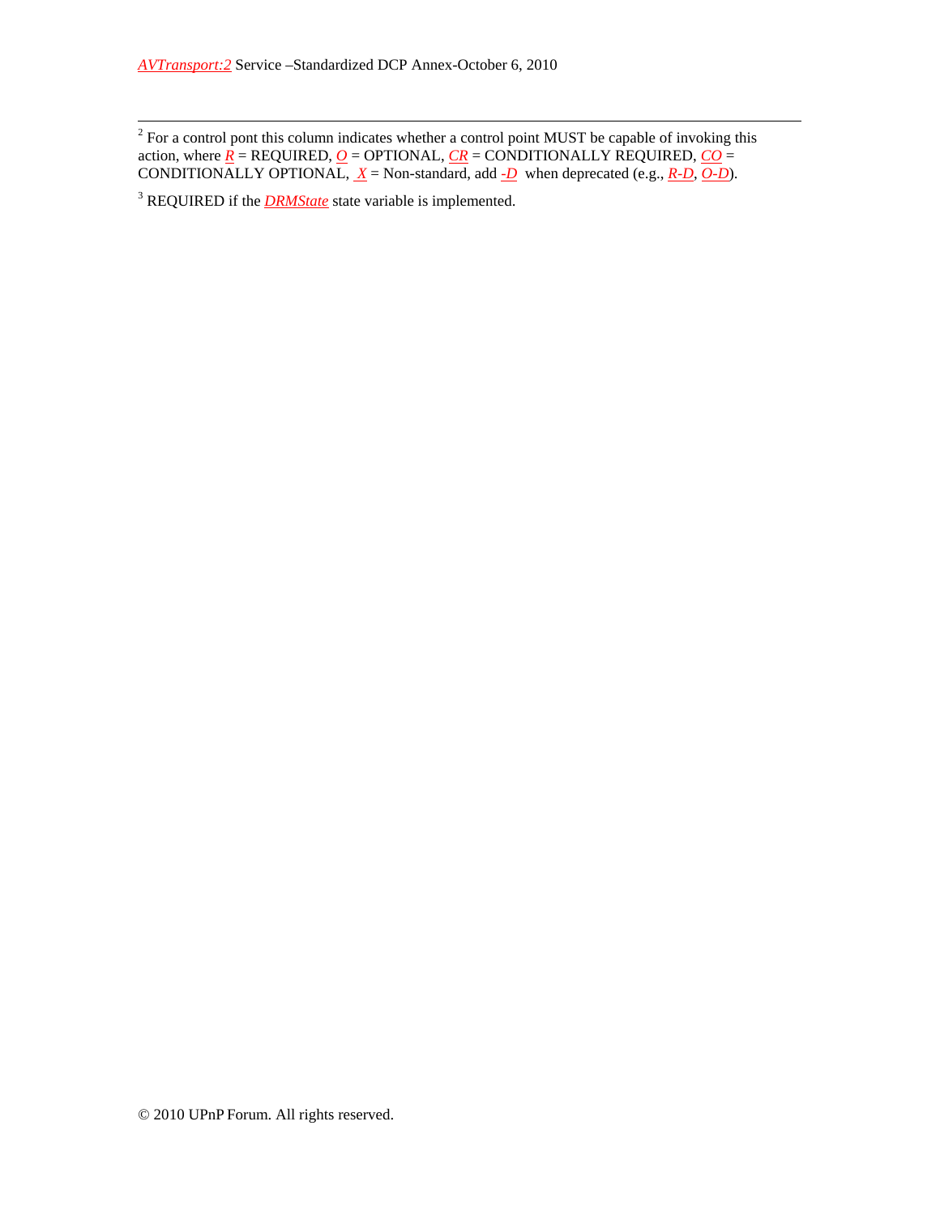[2] For a control pont this column indicates whether a control point MUST be capable of invoking this action, where *R* = REQUIRED, *O* = OPTIONAL, *CR* = CONDITIONALLY REQUIRED, *CO* = CONDITIONALLY OPTIONAL, *X* = Non-standard, add *-D* when deprecated (e.g., *R-D*, *O-D*).

[3] REQUIRED if the *DRMState* state variable is implemented.